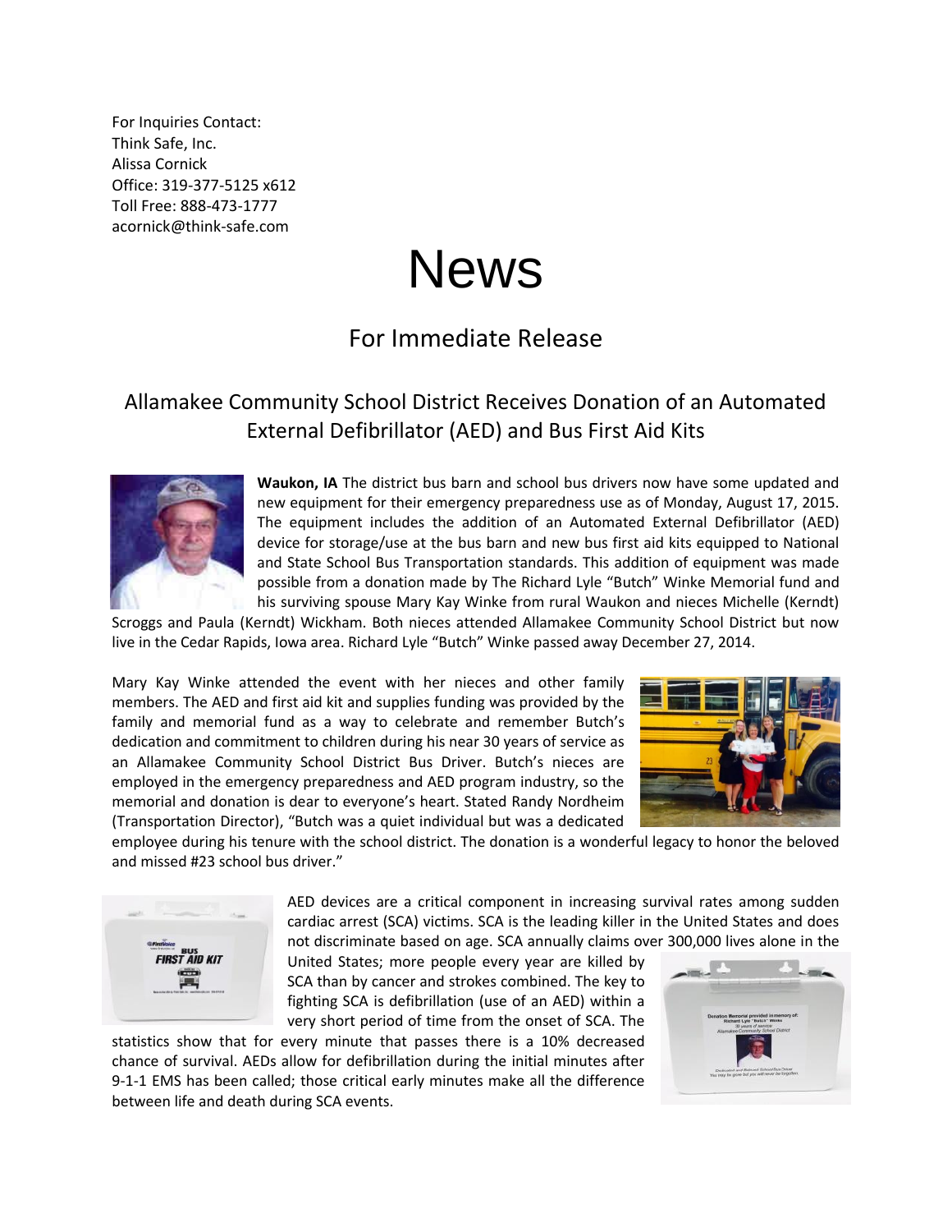For Inquiries Contact:
Think Safe, Inc.
Alissa Cornick
Office: 319-377-5125 x612
Toll Free: 888-473-1777
acornick@think-safe.com

# News

## For Immediate Release

## Allamakee Community School District Receives Donation of an Automated External Defibrillator (AED) and Bus First Aid Kits

**Waukon, IA** The district bus barn and school bus drivers now have some updated and new equipment for their emergency preparedness use as of Monday, August 17, 2015. The equipment includes the addition of an Automated External Defibrillator (AED) device for storage/use at the bus barn and new bus first aid kits equipped to National and State School Bus Transportation standards. This addition of equipment was made possible from a donation made by The Richard Lyle "Butch" Winke Memorial fund and his surviving spouse Mary Kay Winke from rural Waukon and nieces Michelle (Kerndt) Scroggs and Paula (Kerndt) Wickham. Both nieces attended Allamakee Community School District but now live in the Cedar Rapids, Iowa area. Richard Lyle "Butch" Winke passed away December 27, 2014.

Mary Kay Winke attended the event with her nieces and other family members. The AED and first aid kit and supplies funding was provided by the family and memorial fund as a way to celebrate and remember Butch's dedication and commitment to children during his near 30 years of service as an Allamakee Community School District Bus Driver. Butch's nieces are employed in the emergency preparedness and AED program industry, so the memorial and donation is dear to everyone's heart. Stated Randy Nordheim (Transportation Director), "Butch was a quiet individual but was a dedicated employee during his tenure with the school district. The donation is a wonderful legacy to honor the beloved and missed #23 school bus driver."

AED devices are a critical component in increasing survival rates among sudden cardiac arrest (SCA) victims. SCA is the leading killer in the United States and does not discriminate based on age. SCA annually claims over 300,000 lives alone in the United States; more people every year are killed by SCA than by cancer and strokes combined. The key to fighting SCA is defibrillation (use of an AED) within a very short period of time from the onset of SCA. The statistics show that for every minute that passes there is a 10% decreased chance of survival. AEDs allow for defibrillation during the initial minutes after 9-1-1 EMS has been called; those critical early minutes make all the difference between life and death during SCA events.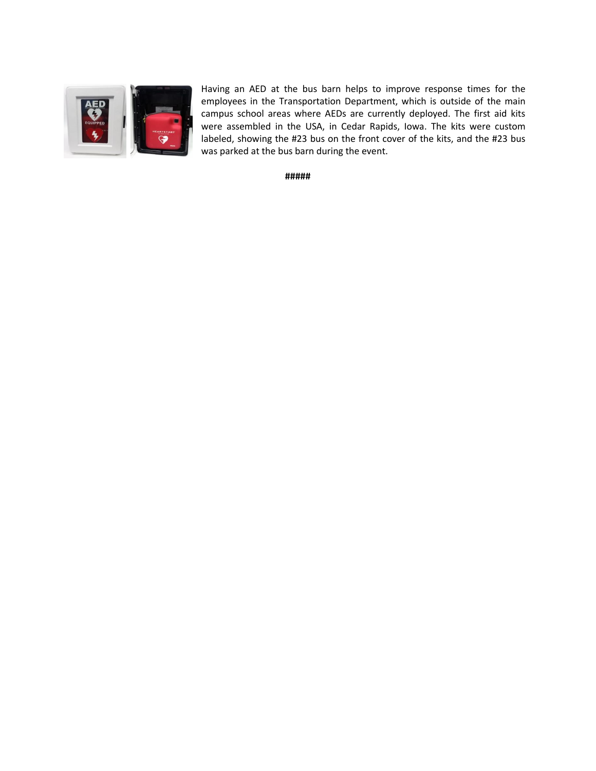Having an AED at the bus barn helps to improve response times for the employees in the Transportation Department, which is outside of the main campus school areas where AEDs are currently deployed. The first aid kits were assembled in the USA, in Cedar Rapids, Iowa. The kits were custom labeled, showing the #23 bus on the front cover of the kits, and the #23 bus was parked at the bus barn during the event.

#####